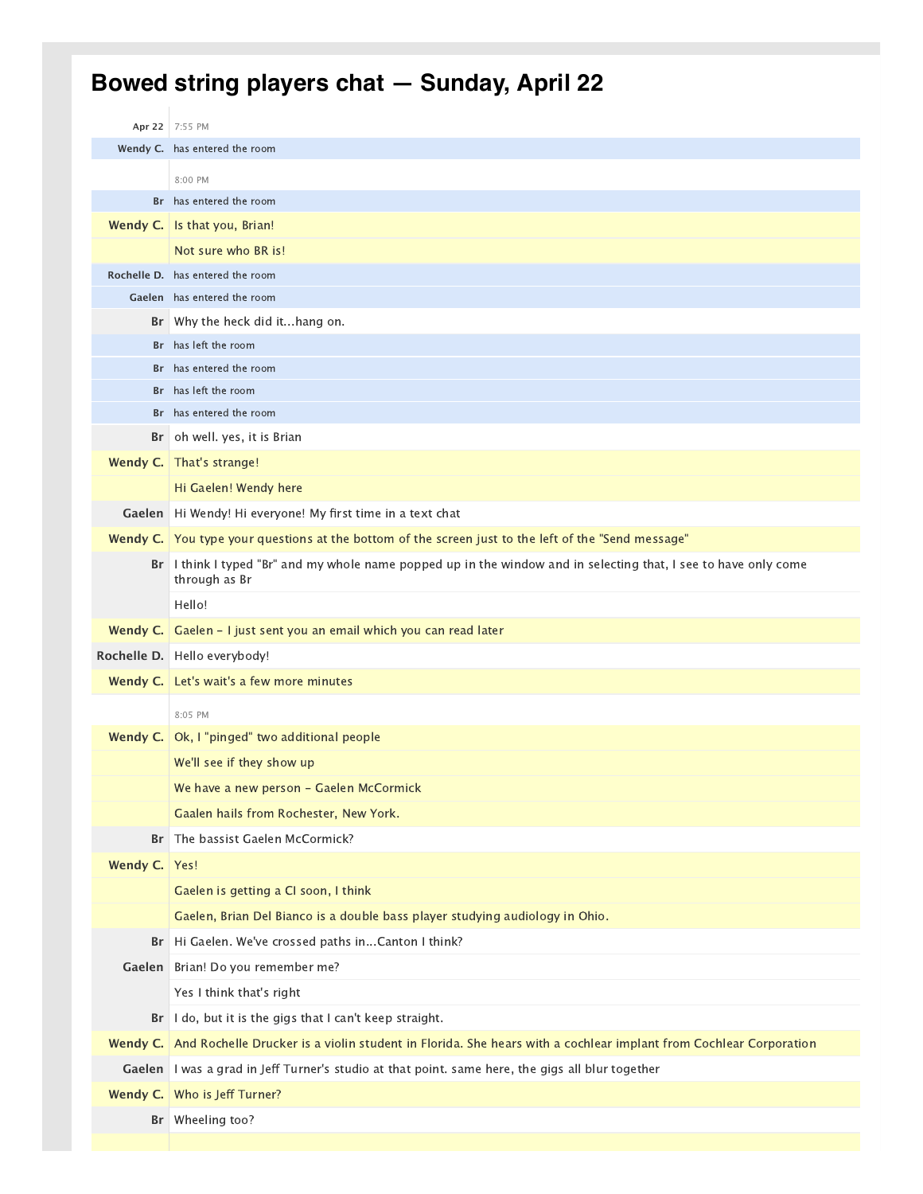# Bowed string players chat — Sunday, April 22

| | |
|---|---|
| **Apr 22** | 7:55 PM |
| **Wendy C.** | has entered the room |
| | 8:00 PM |
| **Br** | has entered the room |
| **Wendy C.** | Is that you, Brian! |
| | Not sure who BR is! |
| **Rochelle D.** | has entered the room |
| **Gaelen** | has entered the room |
| **Br** | Why the heck did it...hang on. |
| **Br** | has left the room |
| **Br** | has entered the room |
| **Br** | has left the room |
| **Br** | has entered the room |
| **Br** | oh well. yes, it is Brian |
| **Wendy C.** | That's strange! |
| | Hi Gaelen! Wendy here |
| **Gaelen** | Hi Wendy! Hi everyone! My first time in a text chat |
| **Wendy C.** | You type your questions at the bottom of the screen just to the left of the "Send message" |
| **Br** | I think I typed "Br" and my whole name popped up in the window and in selecting that, I see to have only come through as Br |
| | Hello! |
| **Wendy C.** | Gaelen - I just sent you an email which you can read later |
| **Rochelle D.** | Hello everybody! |
| **Wendy C.** | Let's wait's a few more minutes |
| | 8:05 PM |
| **Wendy C.** | Ok, I "pinged" two additional people |
| | We'll see if they show up |
| | We have a new person - Gaelen McCormick |
| | Gaalen hails from Rochester, New York. |
| **Br** | The bassist Gaelen McCormick? |
| **Wendy C.** | Yes! |
| | Gaelen is getting a CI soon, I think |
| | Gaelen, Brian Del Bianco is a double bass player studying audiology in Ohio. |
| **Br** | Hi Gaelen. We've crossed paths in...Canton I think? |
| **Gaelen** | Brian! Do you remember me? |
| | Yes I think that's right |
| **Br** | I do, but it is the gigs that I can't keep straight. |
| **Wendy C.** | And Rochelle Drucker is a violin student in Florida. She hears with a cochlear implant from Cochlear Corporation |
| **Gaelen** | I was a grad in Jeff Turner's studio at that point. same here, the gigs all blur together |
| **Wendy C.** | Who is Jeff Turner? |
| **Br** | Wheeling too? |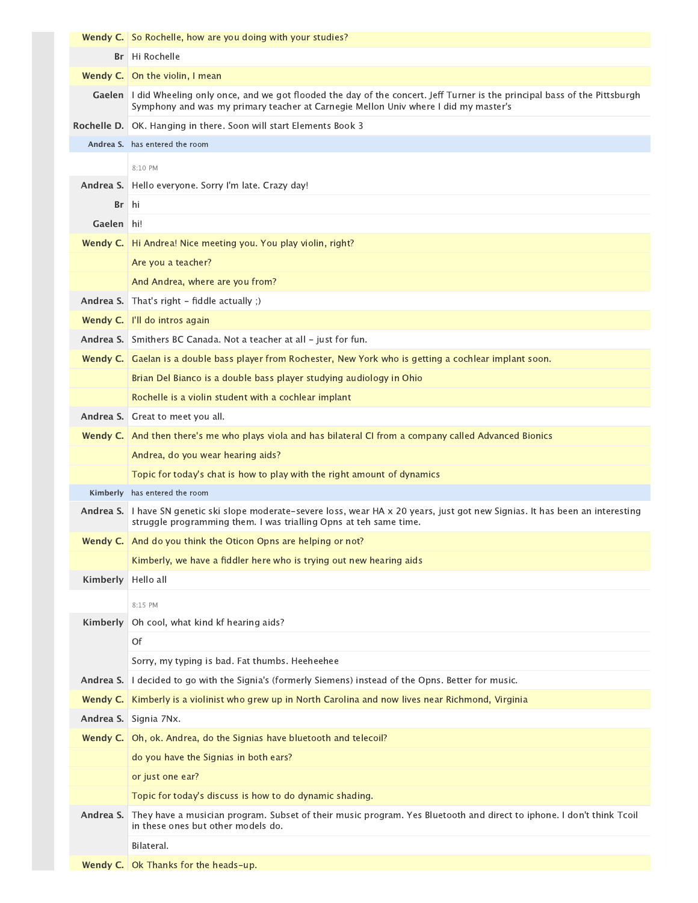| | |
|---|---|
| **Wendy C.** | So Rochelle, how are you doing with your studies? |
| **Br** | Hi Rochelle |
| **Wendy C.** | On the violin, I mean |
| **Gaelen** | I did Wheeling only once, and we got flooded the day of the concert. Jeff Turner is the principal bass of the Pittsburgh Symphony and was my primary teacher at Carnegie Mellon Univ where I did my master's |
| **Rochelle D.** | OK. Hanging in there. Soon will start Elements Book 3 |
| Andrea S. | has entered the room |
| | 8:10 PM |
| **Andrea S.** | Hello everyone. Sorry I'm late. Crazy day! |
| **Br** | hi |
| **Gaelen** | hi! |
| **Wendy C.** | Hi Andrea! Nice meeting you. You play violin, right? |
| | Are you a teacher? |
| | And Andrea, where are you from? |
| **Andrea S.** | That's right - fiddle actually ;) |
| **Wendy C.** | I'll do intros again |
| **Andrea S.** | Smithers BC Canada. Not a teacher at all - just for fun. |
| **Wendy C.** | Gaelan is a double bass player from Rochester, New York who is getting a cochlear implant soon. |
| | Brian Del Bianco is a double bass player studying audiology in Ohio |
| | Rochelle is a violin student with a cochlear implant |
| **Andrea S.** | Great to meet you all. |
| **Wendy C.** | And then there's me who plays viola and has bilateral CI from a company called Advanced Bionics |
| | Andrea, do you wear hearing aids? |
| | Topic for today's chat is how to play with the right amount of dynamics |
| Kimberly | has entered the room |
| **Andrea S.** | I have SN genetic ski slope moderate-severe loss, wear HA x 20 years, just got new Signias. It has been an interesting struggle programming them. I was trialling Opns at teh same time. |
| **Wendy C.** | And do you think the Oticon Opns are helping or not? |
| | Kimberly, we have a fiddler here who is trying out new hearing aids |
| **Kimberly** | Hello all |
| | 8:15 PM |
| **Kimberly** | Oh cool, what kind kf hearing aids? |
| | Of |
| | Sorry, my typing is bad. Fat thumbs. Heeheehee |
| **Andrea S.** | I decided to go with the Signia's (formerly Siemens) instead of the Opns. Better for music. |
| **Wendy C.** | Kimberly is a violinist who grew up in North Carolina and now lives near Richmond, Virginia |
| **Andrea S.** | Signia 7Nx. |
| **Wendy C.** | Oh, ok. Andrea, do the Signias have bluetooth and telecoil? |
| | do you have the Signias in both ears? |
| | or just one ear? |
| | Topic for today's discuss is how to do dynamic shading. |
| **Andrea S.** | They have a musician program. Subset of their music program. Yes Bluetooth and direct to iphone. I don't think Tcoil in these ones but other models do. |
| | Bilateral. |
| **Wendy C.** | Ok Thanks for the heads-up. |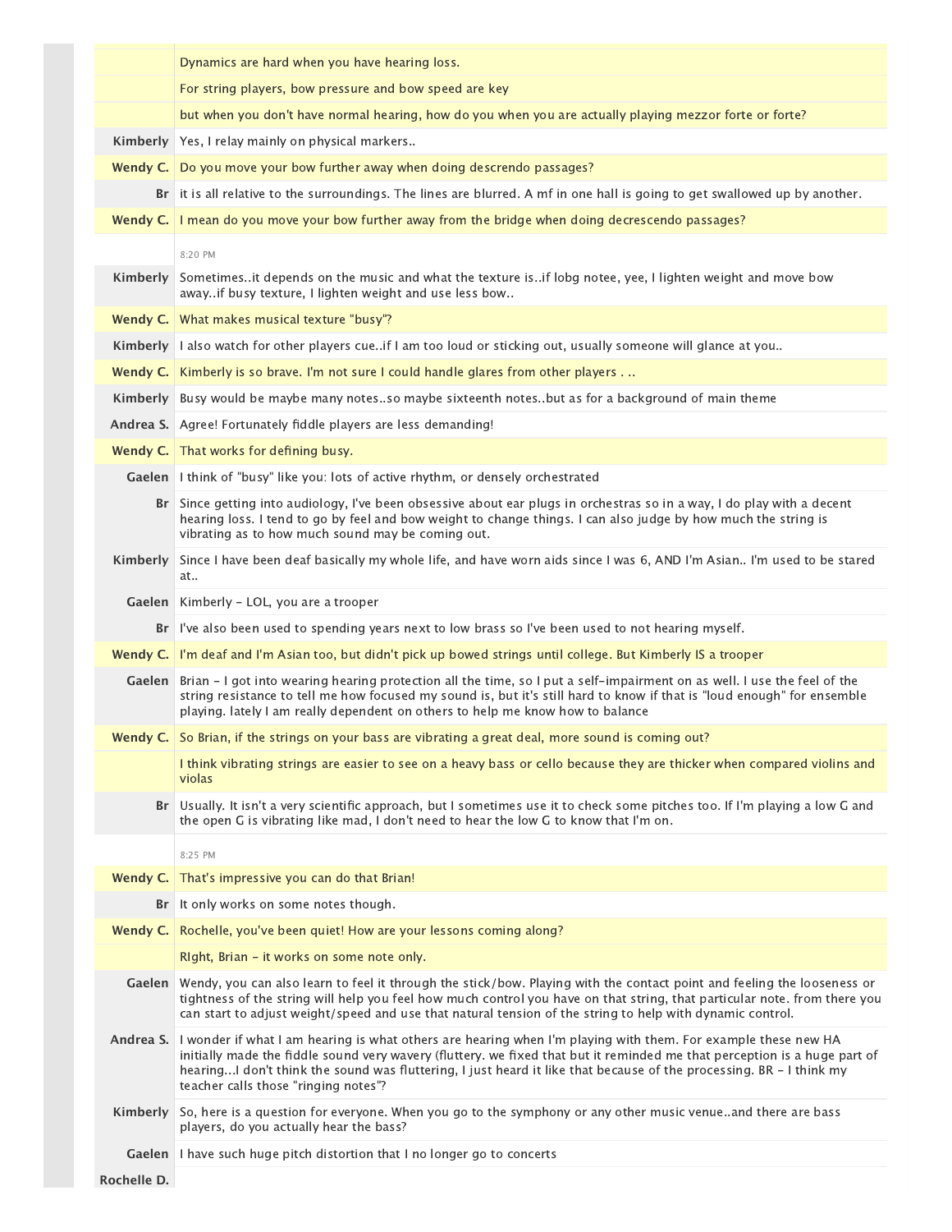| | |
|---|---|
| | Dynamics are hard when you have hearing loss. |
| | For string players, bow pressure and bow speed are key |
| | but when you don't have normal hearing, how do you when you are actually playing mezzor forte or forte? |
| **Kimberly** | Yes, I relay mainly on physical markers.. |
| **Wendy C.** | Do you move your bow further away when doing descrendo passages? |
| **Br** | it is all relative to the surroundings. The lines are blurred. A mf in one hall is going to get swallowed up by another. |
| **Wendy C.** | I mean do you move your bow further away from the bridge when doing decrescendo passages? |
| | 8:20 PM |
| **Kimberly** | Sometimes..it depends on the music and what the texture is..if lobg notee, yee, I lighten weight and move bow away..if busy texture, I lighten weight and use less bow.. |
| **Wendy C.** | What makes musical texture "busy"? |
| **Kimberly** | I also watch for other players cue..if I am too loud or sticking out, usually someone will glance at you.. |
| **Wendy C.** | Kimberly is so brave. I'm not sure I could handle glares from other players . .. |
| **Kimberly** | Busy would be maybe many notes..so maybe sixteenth notes..but as for a background of main theme |
| **Andrea S.** | Agree! Fortunately fiddle players are less demanding! |
| **Wendy C.** | That works for defining busy. |
| **Gaelen** | I think of "busy" like you: lots of active rhythm, or densely orchestrated |
| **Br** | Since getting into audiology, I've been obsessive about ear plugs in orchestras so in a way, I do play with a decent hearing loss. I tend to go by feel and bow weight to change things. I can also judge by how much the string is vibrating as to how much sound may be coming out. |
| **Kimberly** | Since I have been deaf basically my whole life, and have worn aids since I was 6, AND I'm Asian.. I'm used to be stared at.. |
| **Gaelen** | Kimberly - LOL, you are a trooper |
| **Br** | I've also been used to spending years next to low brass so I've been used to not hearing myself. |
| **Wendy C.** | I'm deaf and I'm Asian too, but didn't pick up bowed strings until college. But Kimberly IS a trooper |
| **Gaelen** | Brian - I got into wearing hearing protection all the time, so I put a self-impairment on as well. I use the feel of the string resistance to tell me how focused my sound is, but it's still hard to know if that is "loud enough" for ensemble playing. lately I am really dependent on others to help me know how to balance |
| **Wendy C.** | So Brian, if the strings on your bass are vibrating a great deal, more sound is coming out? |
| | I think vibrating strings are easier to see on a heavy bass or cello because they are thicker when compared violins and violas |
| **Br** | Usually. It isn't a very scientific approach, but I sometimes use it to check some pitches too. If I'm playing a low G and the open G is vibrating like mad, I don't need to hear the low G to know that I'm on. |
| | 8:25 PM |
| **Wendy C.** | That's impressive you can do that Brian! |
| **Br** | It only works on some notes though. |
| **Wendy C.** | Rochelle, you've been quiet! How are your lessons coming along? |
| | RIght, Brian - it works on some note only. |
| **Gaelen** | Wendy, you can also learn to feel it through the stick/bow. Playing with the contact point and feeling the looseness or tightness of the string will help you feel how much control you have on that string, that particular note. from there you can start to adjust weight/speed and use that natural tension of the string to help with dynamic control. |
| **Andrea S.** | I wonder if what I am hearing is what others are hearing when I'm playing with them. For example these new HA initially made the fiddle sound very wavery (fluttery. we fixed that but it reminded me that perception is a huge part of hearing...I don't think the sound was fluttering, I just heard it like that because of the processing. BR - I think my teacher calls those "ringing notes"? |
| **Kimberly** | So, here is a question for everyone. When you go to the symphony or any other music venue..and there are bass players, do you actually hear the bass? |
| **Gaelen** | I have such huge pitch distortion that I no longer go to concerts |
| **Rochelle D.** | |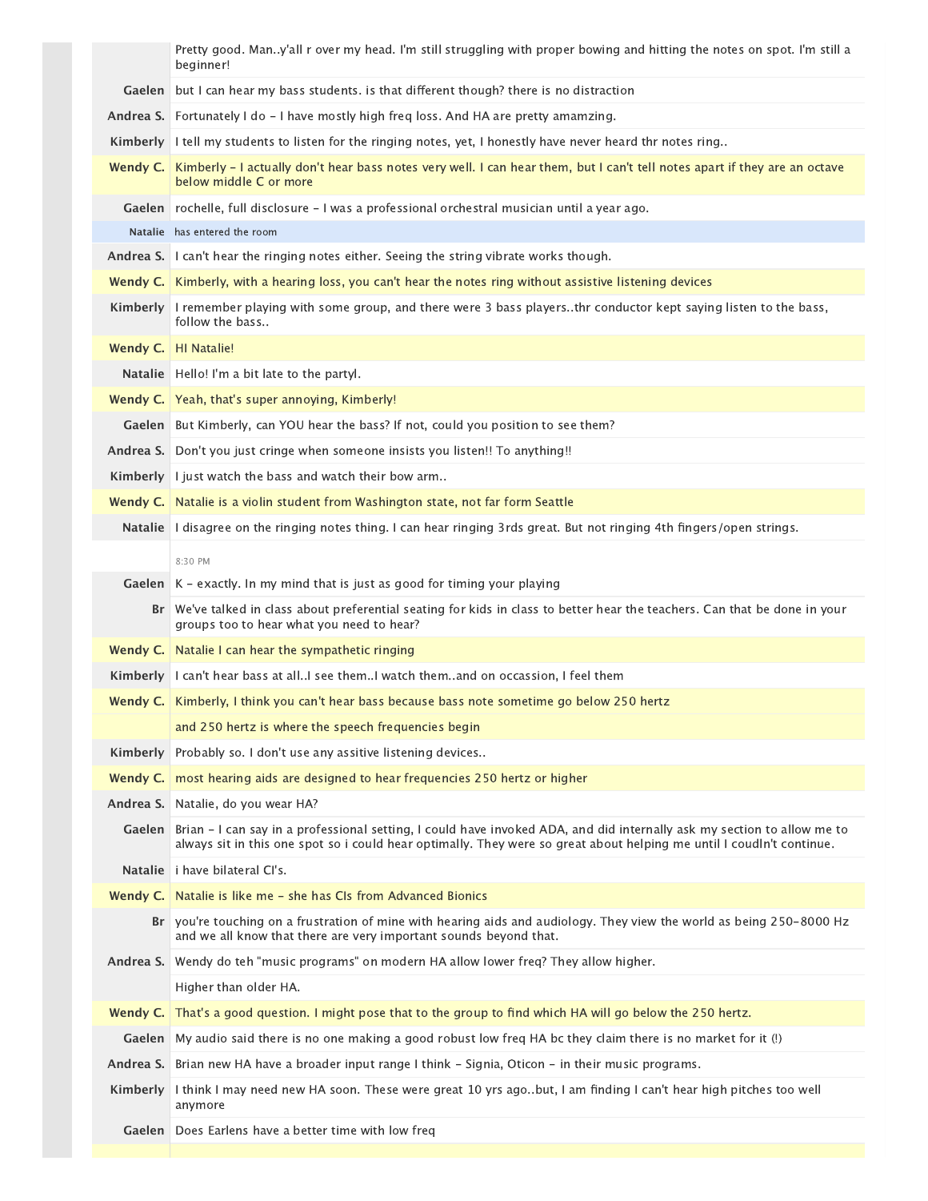| | |
|---|---|
| | Pretty good. Man..y'all r over my head. I'm still struggling with proper bowing and hitting the notes on spot. I'm still a beginner! |
| **Gaelen** | but I can hear my bass students. is that different though? there is no distraction |
| **Andrea S.** | Fortunately I do - I have mostly high freq loss. And HA are pretty amamzing. |
| **Kimberly** | I tell my students to listen for the ringing notes, yet, I honestly have never heard thr notes ring.. |
| **Wendy C.** | Kimberly - I actually don't hear bass notes very well. I can hear them, but I can't tell notes apart if they are an octave below middle C or more |
| **Gaelen** | rochelle, full disclosure - I was a professional orchestral musician until a year ago. |
| **Natalie** | has entered the room |
| **Andrea S.** | I can't hear the ringing notes either. Seeing the string vibrate works though. |
| **Wendy C.** | Kimberly, with a hearing loss, you can't hear the notes ring without assistive listening devices |
| **Kimberly** | I remember playing with some group, and there were 3 bass players..thr conductor kept saying listen to the bass, follow the bass.. |
| **Wendy C.** | HI Natalie! |
| **Natalie** | Hello! I'm a bit late to the partyl. |
| **Wendy C.** | Yeah, that's super annoying, Kimberly! |
| **Gaelen** | But Kimberly, can YOU hear the bass? If not, could you position to see them? |
| **Andrea S.** | Don't you just cringe when someone insists you listen!! To anything!! |
| **Kimberly** | I just watch the bass and watch their bow arm.. |
| **Wendy C.** | Natalie is a violin student from Washington state, not far form Seattle |
| **Natalie** | I disagree on the ringing notes thing. I can hear ringing 3rds great. But not ringing 4th fingers/open strings. |
| | 8:30 PM |
| **Gaelen** | K - exactly. In my mind that is just as good for timing your playing |
| **Br** | We've talked in class about preferential seating for kids in class to better hear the teachers. Can that be done in your groups too to hear what you need to hear? |
| **Wendy C.** | Natalie I can hear the sympathetic ringing |
| **Kimberly** | I can't hear bass at all..I see them..I watch them..and on occassion, I feel them |
| **Wendy C.** | Kimberly, I think you can't hear bass because bass note sometime go below 250 hertz |
| | and 250 hertz is where the speech frequencies begin |
| **Kimberly** | Probably so. I don't use any assitive listening devices.. |
| **Wendy C.** | most hearing aids are designed to hear frequencies 250 hertz or higher |
| **Andrea S.** | Natalie, do you wear HA? |
| **Gaelen** | Brian - I can say in a professional setting, I could have invoked ADA, and did internally ask my section to allow me to always sit in this one spot so i could hear optimally. They were so great about helping me until I coudln't continue. |
| **Natalie** | i have bilateral CI's. |
| **Wendy C.** | Natalie is like me - she has CIs from Advanced Bionics |
| **Br** | you're touching on a frustration of mine with hearing aids and audiology. They view the world as being 250-8000 Hz and we all know that there are very important sounds beyond that. |
| **Andrea S.** | Wendy do teh "music programs" on modern HA allow lower freq? They allow higher. |
| | Higher than older HA. |
| **Wendy C.** | That's a good question. I might pose that to the group to find which HA will go below the 250 hertz. |
| **Gaelen** | My audio said there is no one making a good robust low freq HA bc they claim there is no market for it (!) |
| **Andrea S.** | Brian new HA have a broader input range I think - Signia, Oticon - in their music programs. |
| **Kimberly** | I think I may need new HA soon. These were great 10 yrs ago..but, I am finding I can't hear high pitches too well anymore |
| **Gaelen** | Does Earlens have a better time with low freq |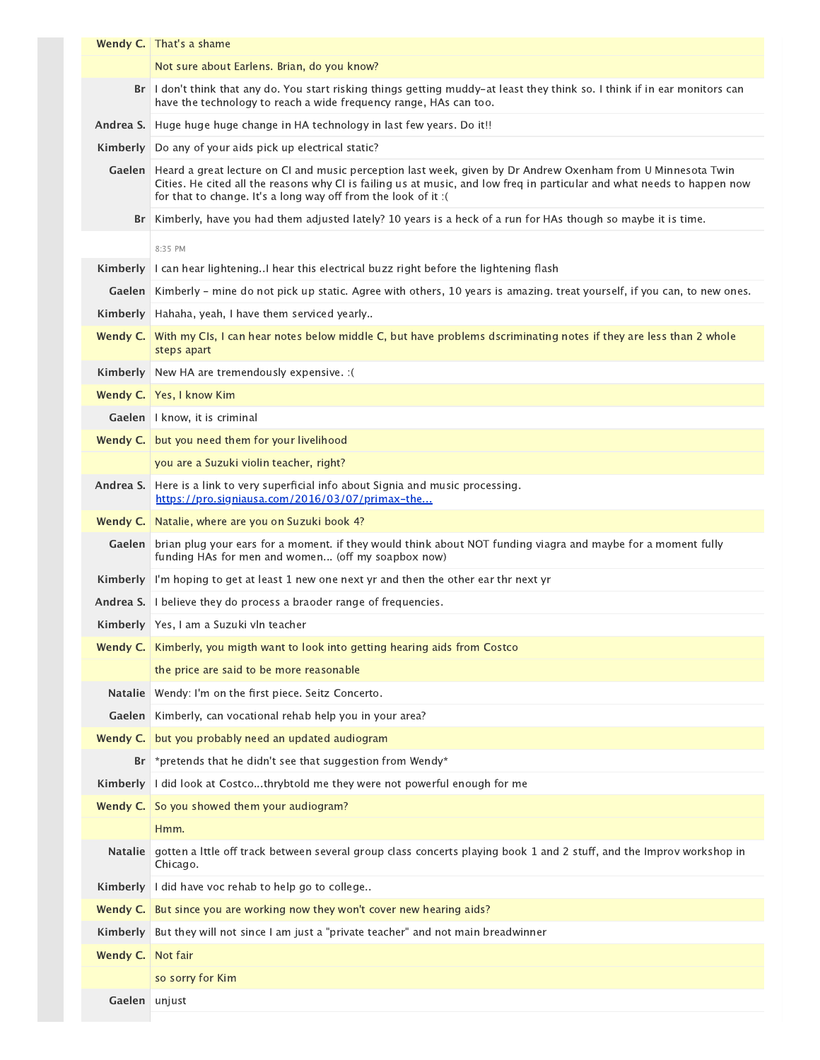**Wendy C.** That's a shame

Not sure about Earlens. Brian, do you know?

**Br** I don't think that any do. You start risking things getting muddy-at least they think so. I think if in ear monitors can have the technology to reach a wide frequency range, HAs can too.

**Andrea S.** Huge huge huge change in HA technology in last few years. Do it!!

**Kimberly** Do any of your aids pick up electrical static?

**Gaelen** Heard a great lecture on CI and music perception last week, given by Dr Andrew Oxenham from U Minnesota Twin Cities. He cited all the reasons why CI is failing us at music, and low freq in particular and what needs to happen now for that to change. It's a long way off from the look of it :(

**Br** Kimberly, have you had them adjusted lately? 10 years is a heck of a run for HAs though so maybe it is time.

8:35 PM

**Kimberly** I can hear lightening..I hear this electrical buzz right before the lightening flash

**Gaelen** Kimberly - mine do not pick up static. Agree with others, 10 years is amazing. treat yourself, if you can, to new ones.

**Kimberly** Hahaha, yeah, I have them serviced yearly..

**Wendy C.** With my CIs, I can hear notes below middle C, but have problems dscriminating notes if they are less than 2 whole steps apart

**Kimberly** New HA are tremendously expensive. :(

**Wendy C.** Yes, I know Kim

**Gaelen** I know, it is criminal

**Wendy C.** but you need them for your livelihood

you are a Suzuki violin teacher, right?

**Andrea S.** Here is a link to very superficial info about Signia and music processing. [https://pro.signiausa.com/2016/03/07/primax-the...](https://pro.signiausa.com/2016/03/07/primax-the...)

**Wendy C.** Natalie, where are you on Suzuki book 4?

**Gaelen** brian plug your ears for a moment. if they would think about NOT funding viagra and maybe for a moment fully funding HAs for men and women... (off my soapbox now)

**Kimberly** I'm hoping to get at least 1 new one next yr and then the other ear thr next yr

**Andrea S.** I believe they do process a braoder range of frequencies.

**Kimberly** Yes, I am a Suzuki vln teacher

**Wendy C.** Kimberly, you migth want to look into getting hearing aids from Costco

the price are said to be more reasonable

**Natalie** Wendy: I'm on the first piece. Seitz Concerto.

**Gaelen** Kimberly, can vocational rehab help you in your area?

**Wendy C.** but you probably need an updated audiogram

**Br** *pretends that he didn't see that suggestion from Wendy*

**Kimberly** I did look at Costco...thrybtold me they were not powerful enough for me

**Wendy C.** So you showed them your audiogram?

Hmm.

**Natalie** gotten a lttle off track between several group class concerts playing book 1 and 2 stuff, and the Improv workshop in Chicago.

**Kimberly** I did have voc rehab to help go to college..

**Wendy C.** But since you are working now they won't cover new hearing aids?

**Kimberly** But they will not since I am just a "private teacher" and not main breadwinner

**Wendy C.** Not fair

so sorry for Kim

**Gaelen** unjust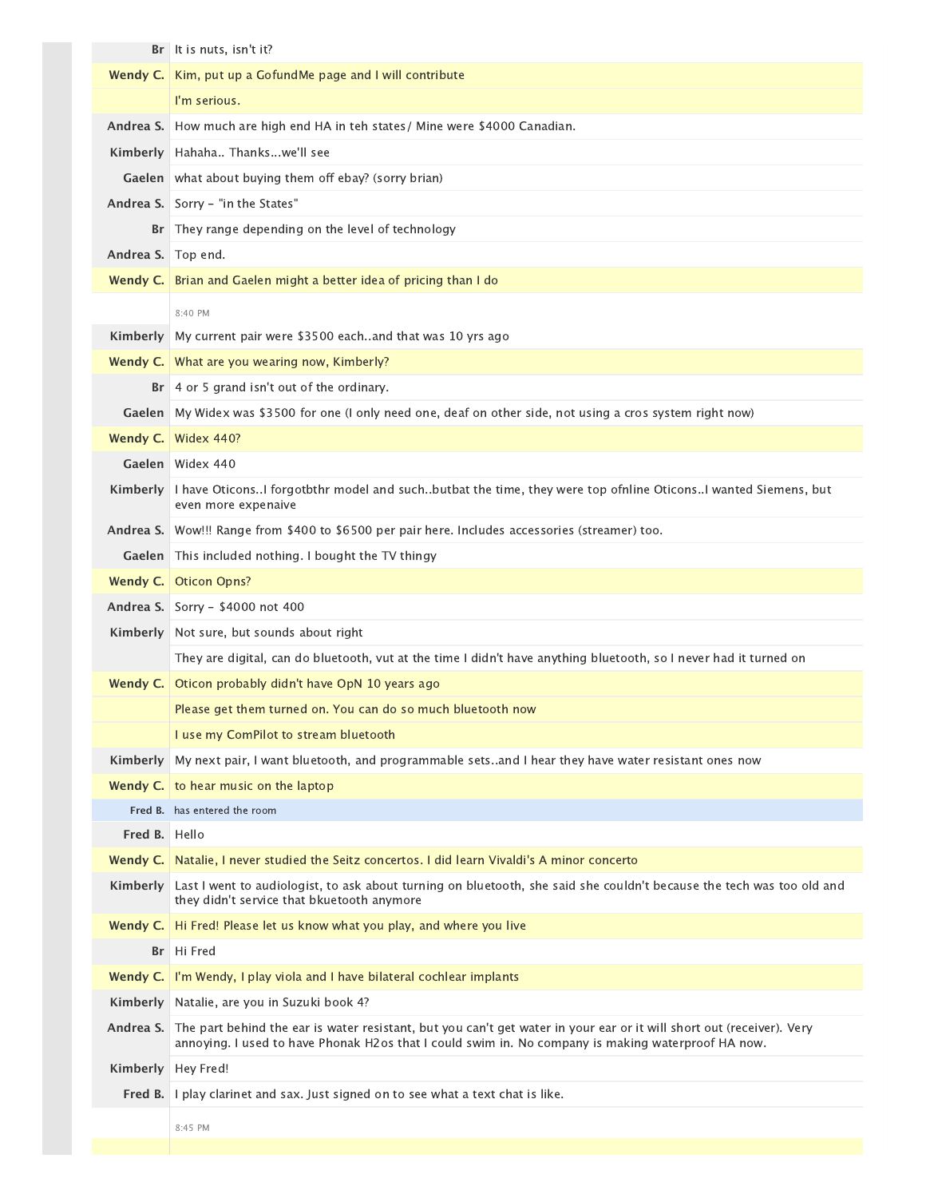| | |
|---|---|
| **Br** | It is nuts, isn't it? |
| **Wendy C.** | Kim, put up a GofundMe page and I will contribute |
| | I'm serious. |
| **Andrea S.** | How much are high end HA in teh states/ Mine were $4000 Canadian. |
| **Kimberly** | Hahaha.. Thanks...we'll see |
| **Gaelen** | what about buying them off ebay? (sorry brian) |
| **Andrea S.** | Sorry - "in the States" |
| **Br** | They range depending on the level of technology |
| **Andrea S.** | Top end. |
| **Wendy C.** | Brian and Gaelen might a better idea of pricing than I do |
| | 8:40 PM |
| **Kimberly** | My current pair were $3500 each..and that was 10 yrs ago |
| **Wendy C.** | What are you wearing now, Kimberly? |
| **Br** | 4 or 5 grand isn't out of the ordinary. |
| **Gaelen** | My Widex was $3500 for one (I only need one, deaf on other side, not using a cros system right now) |
| **Wendy C.** | Widex 440? |
| **Gaelen** | Widex 440 |
| **Kimberly** | I have Oticons..I forgotbthr model and such..butbat the time, they were top ofnline Oticons..I wanted Siemens, but even more expenaive |
| **Andrea S.** | Wow!!! Range from $400 to $6500 per pair here. Includes accessories (streamer) too. |
| **Gaelen** | This included nothing. I bought the TV thingy |
| **Wendy C.** | Oticon Opns? |
| **Andrea S.** | Sorry - $4000 not 400 |
| **Kimberly** | Not sure, but sounds about right |
| | They are digital, can do bluetooth, vut at the time I didn't have anything bluetooth, so I never had it turned on |
| **Wendy C.** | Oticon probably didn't have OpN 10 years ago |
| | Please get them turned on. You can do so much bluetooth now |
| | I use my ComPilot to stream bluetooth |
| **Kimberly** | My next pair, I want bluetooth, and programmable sets..and I hear they have water resistant ones now |
| **Wendy C.** | to hear music on the laptop |
| **Fred B.** | has entered the room |
| **Fred B.** | Hello |
| **Wendy C.** | Natalie, I never studied the Seitz concertos. I did learn Vivaldi's A minor concerto |
| **Kimberly** | Last I went to audiologist, to ask about turning on bluetooth, she said she couldn't because the tech was too old and they didn't service that bkuetooth anymore |
| **Wendy C.** | Hi Fred! Please let us know what you play, and where you live |
| **Br** | Hi Fred |
| **Wendy C.** | I'm Wendy, I play viola and I have bilateral cochlear implants |
| **Kimberly** | Natalie, are you in Suzuki book 4? |
| **Andrea S.** | The part behind the ear is water resistant, but you can't get water in your ear or it will short out (receiver). Very annoying. I used to have Phonak H2os that I could swim in. No company is making waterproof HA now. |
| **Kimberly** | Hey Fred! |
| **Fred B.** | I play clarinet and sax. Just signed on to see what a text chat is like. |
| | 8:45 PM |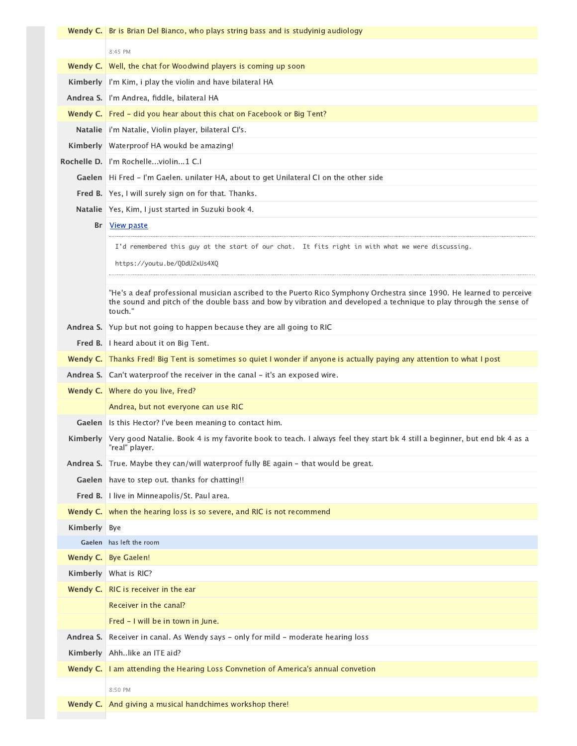**Wendy C.** Br is Brian Del Bianco, who plays string bass and is studyinig audiology

8:45 PM

**Wendy C.** Well, the chat for Woodwind players is coming up soon

**Kimberly** I'm Kim, i play the violin and have bilateral HA

**Andrea S.** I'm Andrea, fiddle, bilateral HA

**Wendy C.** Fred - did you hear about this chat on Facebook or Big Tent?

**Natalie** i'm Natalie, Violin player, bilateral CI's.

**Kimberly** Waterproof HA woukd be amazing!

**Rochelle D.** I'm Rochelle...violin...1 C.I

**Gaelen** Hi Fred - I'm Gaelen. unilater HA, about to get Unilateral CI on the other side

**Fred B.** Yes, I will surely sign on for that. Thanks.

**Natalie** Yes, Kim, I just started in Suzuki book 4.

**Br** View paste

```
I'd remembered this guy at the start of our chat.  It fits right in with what we were discussing.

https://youtu.be/QDdU2xUs4XQ
```

"He's a deaf professional musician ascribed to the Puerto Rico Symphony Orchestra since 1990. He learned to perceive the sound and pitch of the double bass and bow by vibration and developed a technique to play through the sense of touch."

**Andrea S.** Yup but not going to happen because they are all going to RIC

**Fred B.** I heard about it on Big Tent.

**Wendy C.** Thanks Fred! Big Tent is sometimes so quiet I wonder if anyone is actually paying any attention to what I post

**Andrea S.** Can't waterproof the receiver in the canal - it's an exposed wire.

**Wendy C.** Where do you live, Fred?

Andrea, but not everyone can use RIC

**Gaelen** Is this Hector? I've been meaning to contact him.

**Kimberly** Very good Natalie. Book 4 is my favorite book to teach. I always feel they start bk 4 still a beginner, but end bk 4 as a "real" player.

**Andrea S.** True. Maybe they can/will waterproof fully BE again - that would be great.

**Gaelen** have to step out. thanks for chatting!!

**Fred B.** I live in Minneapolis/St. Paul area.

**Wendy C.** when the hearing loss is so severe, and RIC is not recommend

**Kimberly** Bye

**Gaelen** has left the room

**Wendy C.** Bye Gaelen!

**Kimberly** What is RIC?

**Wendy C.** RIC is receiver in the ear

Receiver in the canal?

Fred - I will be in town in June.

**Andrea S.** Receiver in canal. As Wendy says - only for mild - moderate hearing loss

**Kimberly** Ahh..like an ITE aid?

**Wendy C.** I am attending the Hearing Loss Convnetion of America's annual convetion

8:50 PM

**Wendy C.** And giving a musical handchimes workshop there!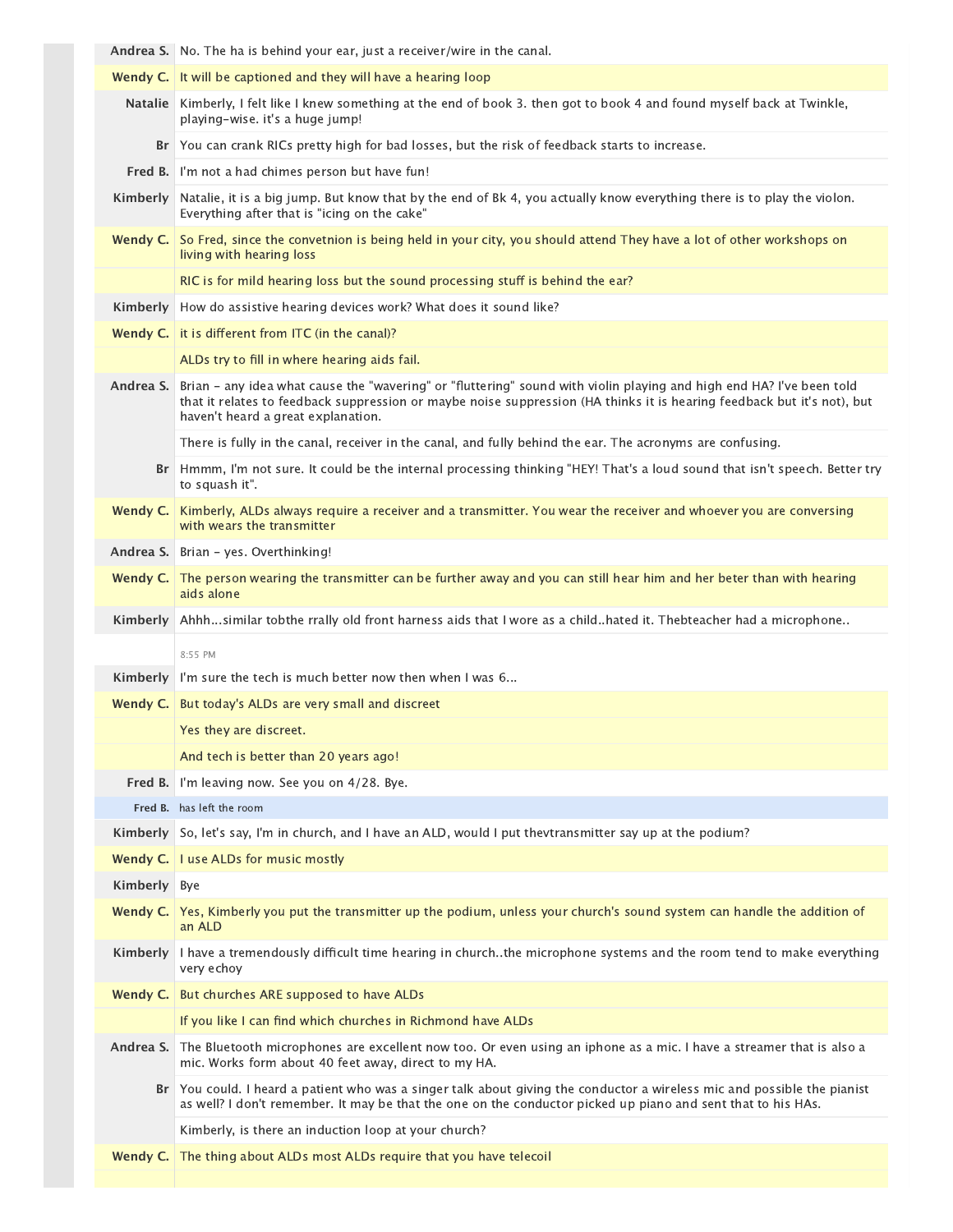**Andrea S.** No. The ha is behind your ear, just a receiver/wire in the canal.

**Wendy C.** It will be captioned and they will have a hearing loop

**Natalie** Kimberly, I felt like I knew something at the end of book 3. then got to book 4 and found myself back at Twinkle, playing-wise. it's a huge jump!

**Br** You can crank RICs pretty high for bad losses, but the risk of feedback starts to increase.

**Fred B.** I'm not a had chimes person but have fun!

**Kimberly** Natalie, it is a big jump. But know that by the end of Bk 4, you actually know everything there is to play the violon. Everything after that is "icing on the cake"

**Wendy C.** So Fred, since the convetnion is being held in your city, you should attend They have a lot of other workshops on living with hearing loss

RIC is for mild hearing loss but the sound processing stuff is behind the ear?

**Kimberly** How do assistive hearing devices work? What does it sound like?

**Wendy C.** it is different from ITC (in the canal)?

ALDs try to fill in where hearing aids fail.

**Andrea S.** Brian - any idea what cause the "wavering" or "fluttering" sound with violin playing and high end HA? I've been told that it relates to feedback suppression or maybe noise suppression (HA thinks it is hearing feedback but it's not), but haven't heard a great explanation.

There is fully in the canal, receiver in the canal, and fully behind the ear. The acronyms are confusing.

**Br** Hmmm, I'm not sure. It could be the internal processing thinking "HEY! That's a loud sound that isn't speech. Better try to squash it".

**Wendy C.** Kimberly, ALDs always require a receiver and a transmitter. You wear the receiver and whoever you are conversing with wears the transmitter

**Andrea S.** Brian - yes. Overthinking!

**Wendy C.** The person wearing the transmitter can be further away and you can still hear him and her beter than with hearing aids alone

**Kimberly** Ahhh...similar tobthe rrally old front harness aids that I wore as a child..hated it. Thebteacher had a microphone..

8:55 PM

**Kimberly** I'm sure the tech is much better now then when I was 6...

**Wendy C.** But today's ALDs are very small and discreet

Yes they are discreet.

And tech is better than 20 years ago!

**Fred B.** I'm leaving now. See you on 4/28. Bye.

**Fred B.** has left the room

**Kimberly** So, let's say, I'm in church, and I have an ALD, would I put thevtransmitter say up at the podium?

**Wendy C.** I use ALDs for music mostly

**Kimberly** Bye

**Wendy C.** Yes, Kimberly you put the transmitter up the podium, unless your church's sound system can handle the addition of an ALD

**Kimberly** I have a tremendously difficult time hearing in church..the microphone systems and the room tend to make everything very echoy

**Wendy C.** But churches ARE supposed to have ALDs

If you like I can find which churches in Richmond have ALDs

**Andrea S.** The Bluetooth microphones are excellent now too. Or even using an iphone as a mic. I have a streamer that is also a mic. Works form about 40 feet away, direct to my HA.

**Br** You could. I heard a patient who was a singer talk about giving the conductor a wireless mic and possible the pianist as well? I don't remember. It may be that the one on the conductor picked up piano and sent that to his HAs.

Kimberly, is there an induction loop at your church?

**Wendy C.** The thing about ALDs most ALDs require that you have telecoil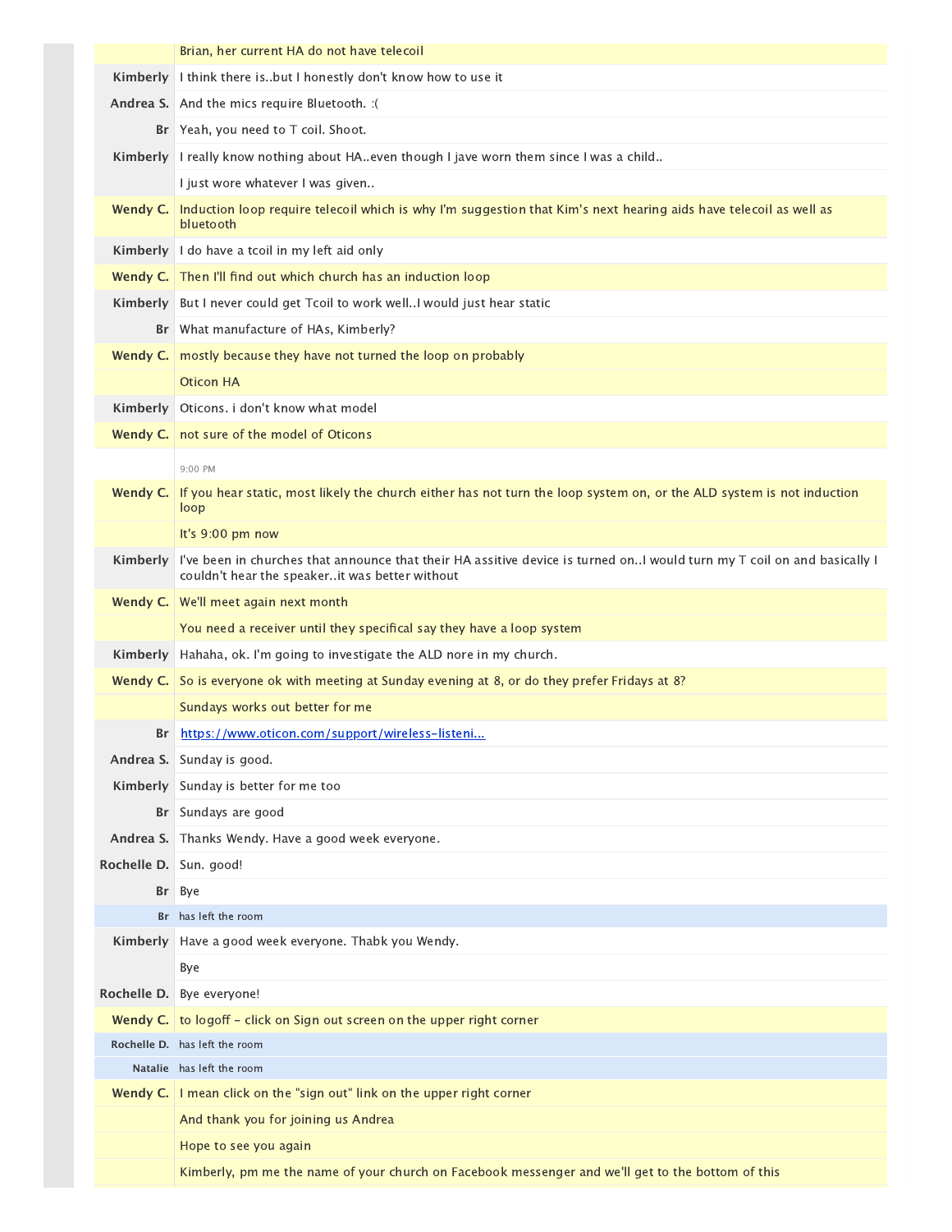| | |
|---|---|
| | Brian, her current HA do not have telecoil |
| **Kimberly** | I think there is..but I honestly don't know how to use it |
| **Andrea S.** | And the mics require Bluetooth. :( |
| **Br** | Yeah, you need to T coil. Shoot. |
| **Kimberly** | I really know nothing about HA..even though I jave worn them since I was a child.. |
| | I just wore whatever I was given.. |
| **Wendy C.** | Induction loop require telecoil which is why I'm suggestion that Kim's next hearing aids have telecoil as well as bluetooth |
| **Kimberly** | I do have a tcoil in my left aid only |
| **Wendy C.** | Then I'll find out which church has an induction loop |
| **Kimberly** | But I never could get Tcoil to work well..I would just hear static |
| **Br** | What manufacture of HAs, Kimberly? |
| **Wendy C.** | mostly because they have not turned the loop on probably |
| | Oticon HA |
| **Kimberly** | Oticons. i don't know what model |
| **Wendy C.** | not sure of the model of Oticons |
| | 9:00 PM |
| **Wendy C.** | If you hear static, most likely the church either has not turn the loop system on, or the ALD system is not induction loop |
| | It's 9:00 pm now |
| **Kimberly** | I've been in churches that announce that their HA assitive device is turned on..I would turn my T coil on and basically I couldn't hear the speaker..it was better without |
| **Wendy C.** | We'll meet again next month |
| | You need a receiver until they specifical say they have a loop system |
| **Kimberly** | Hahaha, ok. I'm going to investigate the ALD nore in my church. |
| **Wendy C.** | So is everyone ok with meeting at Sunday evening at 8, or do they prefer Fridays at 8? |
| | Sundays works out better for me |
| **Br** | [https://www.oticon.com/support/wireless-listeni...](https://www.oticon.com/support/wireless-listeni...) |
| **Andrea S.** | Sunday is good. |
| **Kimberly** | Sunday is better for me too |
| **Br** | Sundays are good |
| **Andrea S.** | Thanks Wendy. Have a good week everyone. |
| **Rochelle D.** | Sun. good! |
| **Br** | Bye |
| **Br** | has left the room |
| **Kimberly** | Have a good week everyone. Thabk you Wendy. |
| | Bye |
| **Rochelle D.** | Bye everyone! |
| **Wendy C.** | to logoff - click on Sign out screen on the upper right corner |
| **Rochelle D.** | has left the room |
| **Natalie** | has left the room |
| **Wendy C.** | I mean click on the "sign out" link on the upper right corner |
| | And thank you for joining us Andrea |
| | Hope to see you again |
| | Kimberly, pm me the name of your church on Facebook messenger and we'll get to the bottom of this |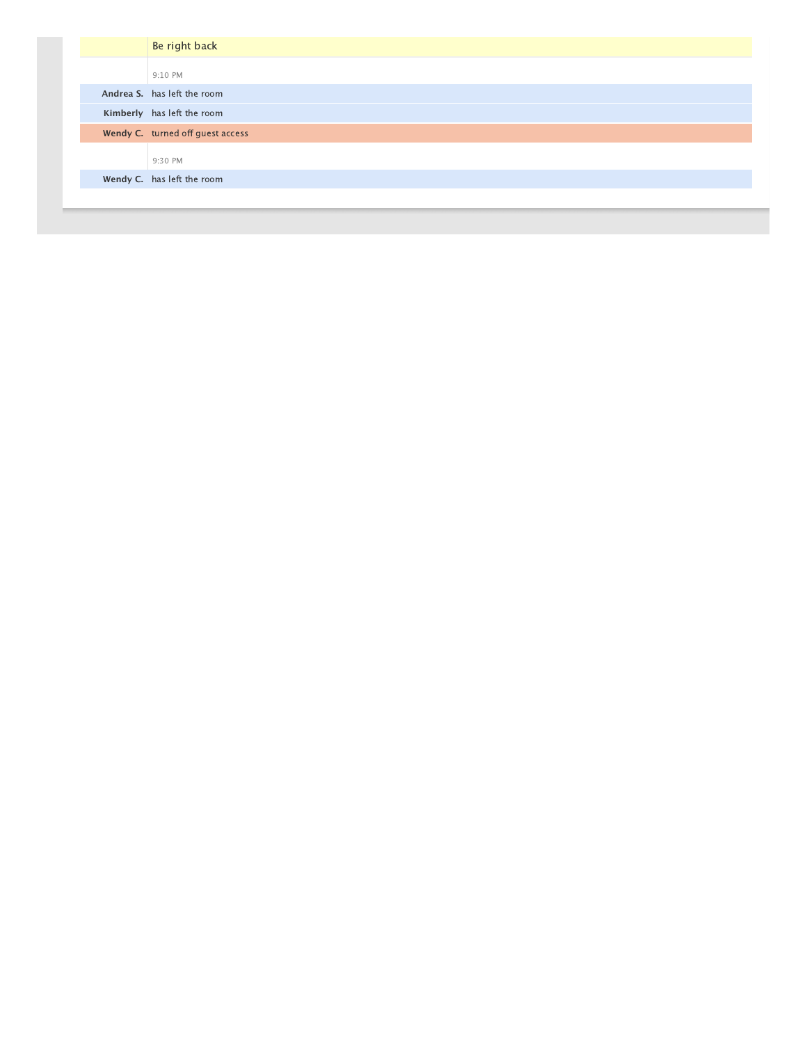| | |
|---|---|
| | Be right back |
| | 9:10 PM |
| **Andrea S.** | has left the room |
| **Kimberly** | has left the room |
| **Wendy C.** | turned off guest access |
| | 9:30 PM |
| **Wendy C.** | has left the room |